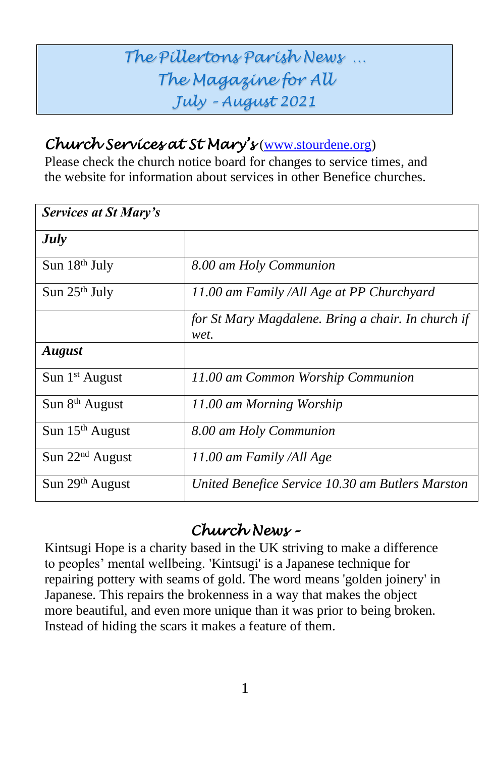# *The Pillertons Parish News … The Magazine for All July - August 2021*

## *Church Services at St Mary's* ([www.stourdene.org](http://www.stourdene.org))

Please check the church notice board for changes to service times, and the website for information about services in other Benefice churches.

| ***Services at St Mary's*** | |
|---|---|
| ***July*** | |
| Sun 18th July | *8.00 am Holy Communion* |
| Sun 25th July | *11.00 am Family /All Age at PP Churchyard* |
| | *for St Mary Magdalene. Bring a chair. In church if wet.* |
| ***August*** | |
| Sun 1st August | *11.00 am Common Worship Communion* |
| Sun 8th August | *11.00 am Morning Worship* |
| Sun 15th August | *8.00 am Holy Communion* |
| Sun 22nd August | *11.00 am Family /All Age* |
| Sun 29th August | *United Benefice Service 10.30 am Butlers Marston* |

## *Church News –*

Kintsugi Hope is a charity based in the UK striving to make a difference to peoples' mental wellbeing. 'Kintsugi' is a Japanese technique for repairing pottery with seams of gold. The word means 'golden joinery' in Japanese. This repairs the brokenness in a way that makes the object more beautiful, and even more unique than it was prior to being broken. Instead of hiding the scars it makes a feature of them.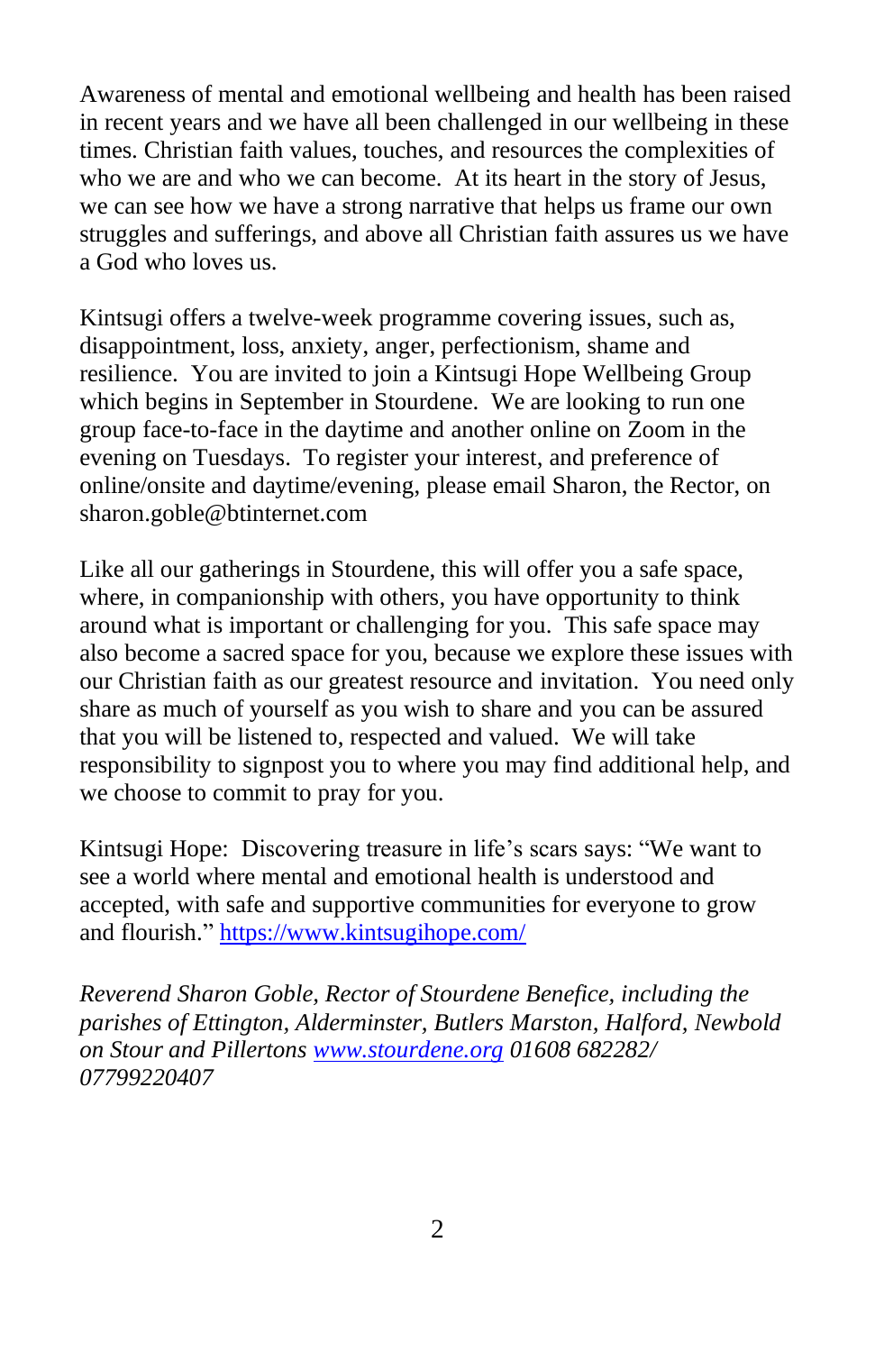Awareness of mental and emotional wellbeing and health has been raised in recent years and we have all been challenged in our wellbeing in these times. Christian faith values, touches, and resources the complexities of who we are and who we can become. At its heart in the story of Jesus, we can see how we have a strong narrative that helps us frame our own struggles and sufferings, and above all Christian faith assures us we have a God who loves us.

Kintsugi offers a twelve-week programme covering issues, such as, disappointment, loss, anxiety, anger, perfectionism, shame and resilience. You are invited to join a Kintsugi Hope Wellbeing Group which begins in September in Stourdene. We are looking to run one group face-to-face in the daytime and another online on Zoom in the evening on Tuesdays. To register your interest, and preference of online/onsite and daytime/evening, please email Sharon, the Rector, on sharon.goble@btinternet.com

Like all our gatherings in Stourdene, this will offer you a safe space, where, in companionship with others, you have opportunity to think around what is important or challenging for you. This safe space may also become a sacred space for you, because we explore these issues with our Christian faith as our greatest resource and invitation. You need only share as much of yourself as you wish to share and you can be assured that you will be listened to, respected and valued. We will take responsibility to signpost you to where you may find additional help, and we choose to commit to pray for you.

Kintsugi Hope: Discovering treasure in life's scars says: "We want to see a world where mental and emotional health is understood and accepted, with safe and supportive communities for everyone to grow and flourish." [https://www.kintsugihope.com/](https://www.kintsugihope.com/)

*Reverend Sharon Goble, Rector of Stourdene Benefice, including the parishes of Ettington, Alderminster, Butlers Marston, Halford, Newbold on Stour and Pillertons [www.stourdene.org](www.stourdene.org) 01608 682282/ 07799220407*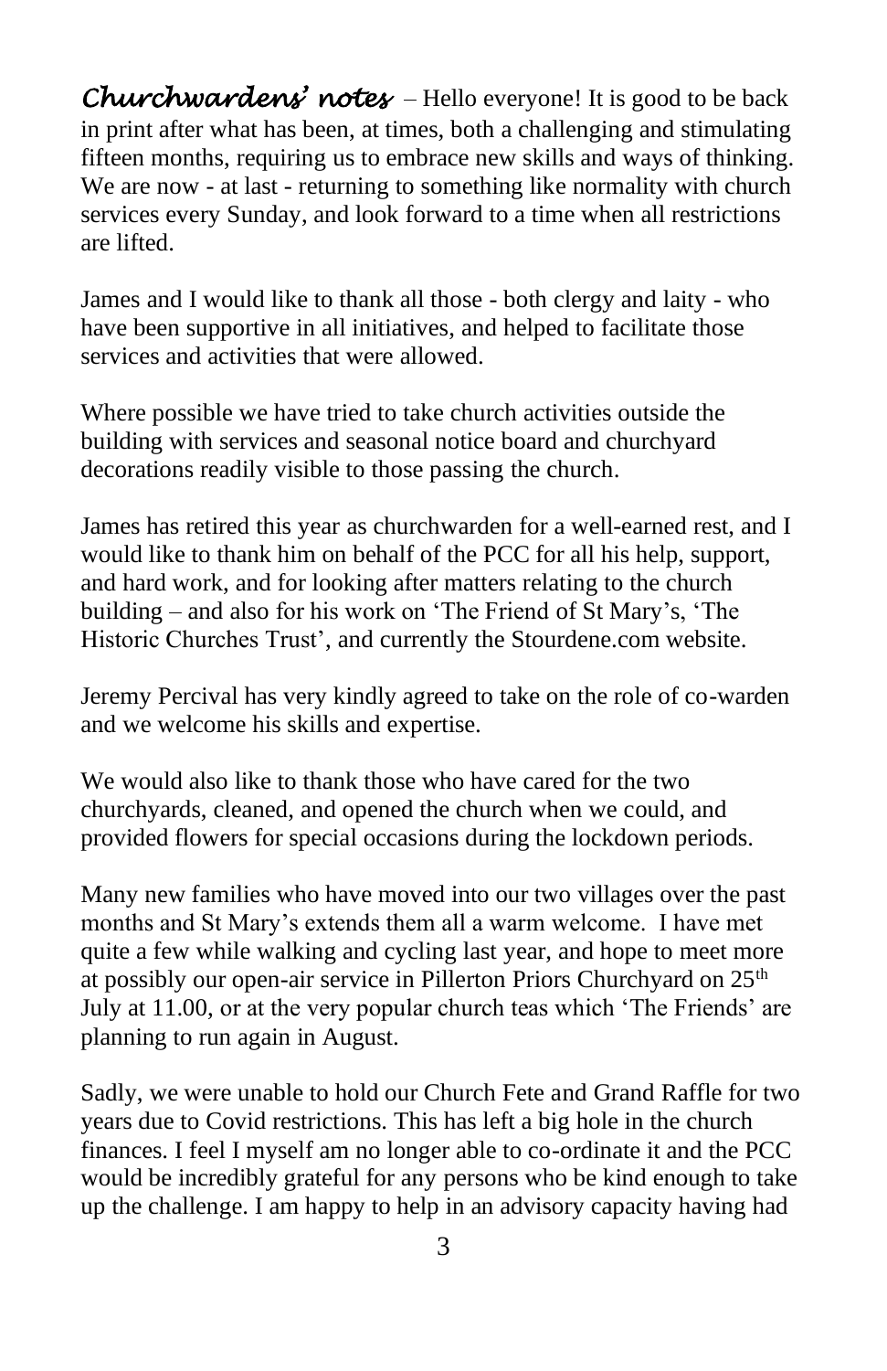***Churchwardens' notes*** – Hello everyone! It is good to be back in print after what has been, at times, both a challenging and stimulating fifteen months, requiring us to embrace new skills and ways of thinking. We are now - at last - returning to something like normality with church services every Sunday, and look forward to a time when all restrictions are lifted.

James and I would like to thank all those - both clergy and laity - who have been supportive in all initiatives, and helped to facilitate those services and activities that were allowed.

Where possible we have tried to take church activities outside the building with services and seasonal notice board and churchyard decorations readily visible to those passing the church.

James has retired this year as churchwarden for a well-earned rest, and I would like to thank him on behalf of the PCC for all his help, support, and hard work, and for looking after matters relating to the church building – and also for his work on 'The Friend of St Mary's, 'The Historic Churches Trust', and currently the Stourdene.com website.

Jeremy Percival has very kindly agreed to take on the role of co-warden and we welcome his skills and expertise.

We would also like to thank those who have cared for the two churchyards, cleaned, and opened the church when we could, and provided flowers for special occasions during the lockdown periods.

Many new families who have moved into our two villages over the past months and St Mary's extends them all a warm welcome. I have met quite a few while walking and cycling last year, and hope to meet more at possibly our open-air service in Pillerton Priors Churchyard on 25th July at 11.00, or at the very popular church teas which 'The Friends' are planning to run again in August.

Sadly, we were unable to hold our Church Fete and Grand Raffle for two years due to Covid restrictions. This has left a big hole in the church finances. I feel I myself am no longer able to co-ordinate it and the PCC would be incredibly grateful for any persons who be kind enough to take up the challenge. I am happy to help in an advisory capacity having had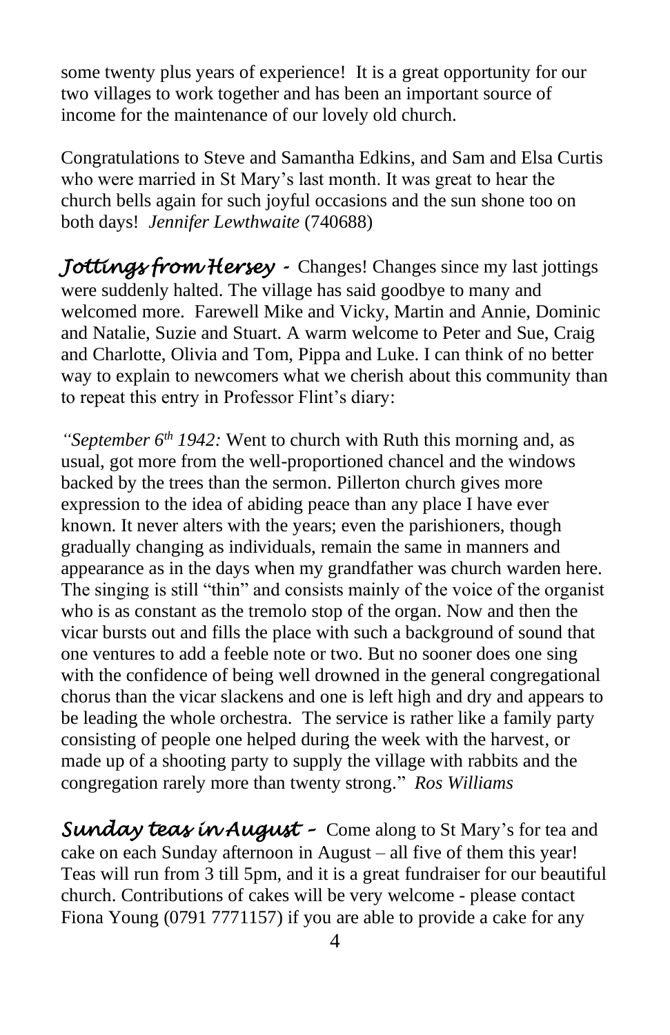some twenty plus years of experience! It is a great opportunity for our two villages to work together and has been an important source of income for the maintenance of our lovely old church.

Congratulations to Steve and Samantha Edkins, and Sam and Elsa Curtis who were married in St Mary's last month. It was great to hear the church bells again for such joyful occasions and the sun shone too on both days! *Jennifer Lewthwaite* (740688)

***Jottings from Hersey -*** Changes! Changes since my last jottings were suddenly halted. The village has said goodbye to many and welcomed more. Farewell Mike and Vicky, Martin and Annie, Dominic and Natalie, Suzie and Stuart. A warm welcome to Peter and Sue, Craig and Charlotte, Olivia and Tom, Pippa and Luke. I can think of no better way to explain to newcomers what we cherish about this community than to repeat this entry in Professor Flint's diary:

*"September 6th 1942:* Went to church with Ruth this morning and, as usual, got more from the well-proportioned chancel and the windows backed by the trees than the sermon. Pillerton church gives more expression to the idea of abiding peace than any place I have ever known. It never alters with the years; even the parishioners, though gradually changing as individuals, remain the same in manners and appearance as in the days when my grandfather was church warden here. The singing is still "thin" and consists mainly of the voice of the organist who is as constant as the tremolo stop of the organ. Now and then the vicar bursts out and fills the place with such a background of sound that one ventures to add a feeble note or two. But no sooner does one sing with the confidence of being well drowned in the general congregational chorus than the vicar slackens and one is left high and dry and appears to be leading the whole orchestra. The service is rather like a family party consisting of people one helped during the week with the harvest, or made up of a shooting party to supply the village with rabbits and the congregation rarely more than twenty strong." *Ros Williams*

***Sunday teas in August –*** Come along to St Mary's for tea and cake on each Sunday afternoon in August – all five of them this year! Teas will run from 3 till 5pm, and it is a great fundraiser for our beautiful church. Contributions of cakes will be very welcome - please contact Fiona Young (0791 7771157) if you are able to provide a cake for any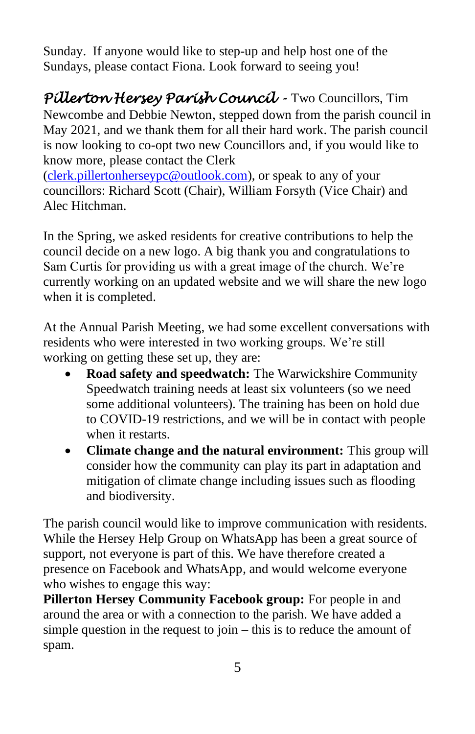Sunday. If anyone would like to step-up and help host one of the Sundays, please contact Fiona. Look forward to seeing you!

***Pillerton Hersey Parish Council*** - Two Councillors, Tim Newcombe and Debbie Newton, stepped down from the parish council in May 2021, and we thank them for all their hard work. The parish council is now looking to co-opt two new Councillors and, if you would like to know more, please contact the Clerk (clerk.pillertonherseypc@outlook.com), or speak to any of your councillors: Richard Scott (Chair), William Forsyth (Vice Chair) and Alec Hitchman.

In the Spring, we asked residents for creative contributions to help the council decide on a new logo. A big thank you and congratulations to Sam Curtis for providing us with a great image of the church. We're currently working on an updated website and we will share the new logo when it is completed.

At the Annual Parish Meeting, we had some excellent conversations with residents who were interested in two working groups. We're still working on getting these set up, they are:

- **Road safety and speedwatch:** The Warwickshire Community Speedwatch training needs at least six volunteers (so we need some additional volunteers). The training has been on hold due to COVID-19 restrictions, and we will be in contact with people when it restarts.
- **Climate change and the natural environment:** This group will consider how the community can play its part in adaptation and mitigation of climate change including issues such as flooding and biodiversity.

The parish council would like to improve communication with residents. While the Hersey Help Group on WhatsApp has been a great source of support, not everyone is part of this. We have therefore created a presence on Facebook and WhatsApp, and would welcome everyone who wishes to engage this way:

**Pillerton Hersey Community Facebook group:** For people in and around the area or with a connection to the parish. We have added a simple question in the request to join – this is to reduce the amount of spam.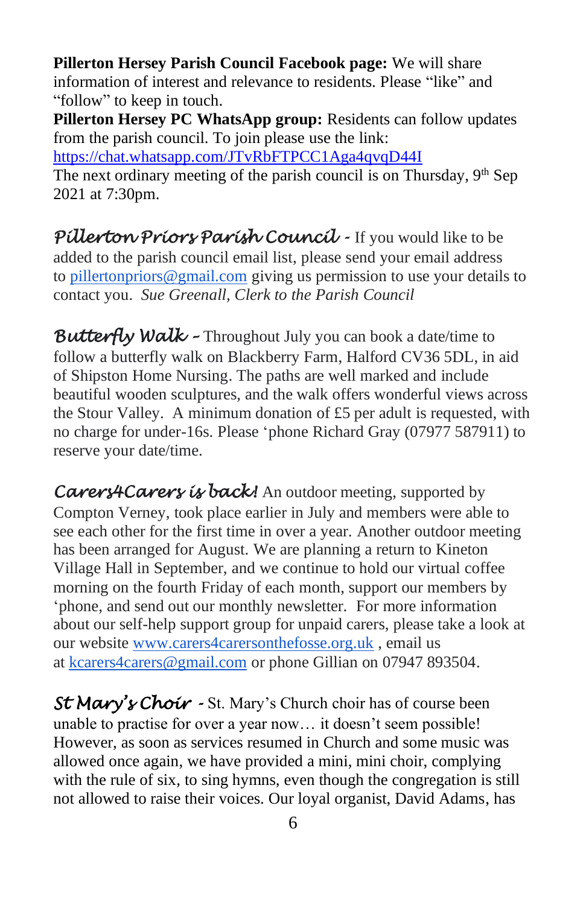**Pillerton Hersey Parish Council Facebook page:** We will share information of interest and relevance to residents. Please "like" and "follow" to keep in touch.

**Pillerton Hersey PC WhatsApp group:** Residents can follow updates from the parish council. To join please use the link: [https://chat.whatsapp.com/JTvRbFTPCC1Aga4qvqD44I](https://chat.whatsapp.com/JTvRbFTPCC1Aga4qvqD44I)

The next ordinary meeting of the parish council is on Thursday, 9th Sep 2021 at 7:30pm.

***Pillerton Priors Parish Council*** - If you would like to be added to the parish council email list, please send your email address to [pillertonpriors@gmail.com](mailto:pillertonpriors@gmail.com) giving us permission to use your details to contact you. *Sue Greenall, Clerk to the Parish Council*

***Butterfly Walk*** – Throughout July you can book a date/time to follow a butterfly walk on Blackberry Farm, Halford CV36 5DL, in aid of Shipston Home Nursing. The paths are well marked and include beautiful wooden sculptures, and the walk offers wonderful views across the Stour Valley. A minimum donation of £5 per adult is requested, with no charge for under-16s. Please 'phone Richard Gray (07977 587911) to reserve your date/time.

***Carers4Carers is back!*** An outdoor meeting, supported by Compton Verney, took place earlier in July and members were able to see each other for the first time in over a year. Another outdoor meeting has been arranged for August. We are planning a return to Kineton Village Hall in September, and we continue to hold our virtual coffee morning on the fourth Friday of each month, support our members by 'phone, and send out our monthly newsletter. For more information about our self-help support group for unpaid carers, please take a look at our website [www.carers4carersonthefosse.org.uk](http://www.carers4carersonthefosse.org.uk) , email us at [kcarers4carers@gmail.com](mailto:kcarers4carers@gmail.com) or phone Gillian on 07947 893504.

***St Mary's Choir*** - St. Mary's Church choir has of course been unable to practise for over a year now… it doesn't seem possible! However, as soon as services resumed in Church and some music was allowed once again, we have provided a mini, mini choir, complying with the rule of six, to sing hymns, even though the congregation is still not allowed to raise their voices. Our loyal organist, David Adams, has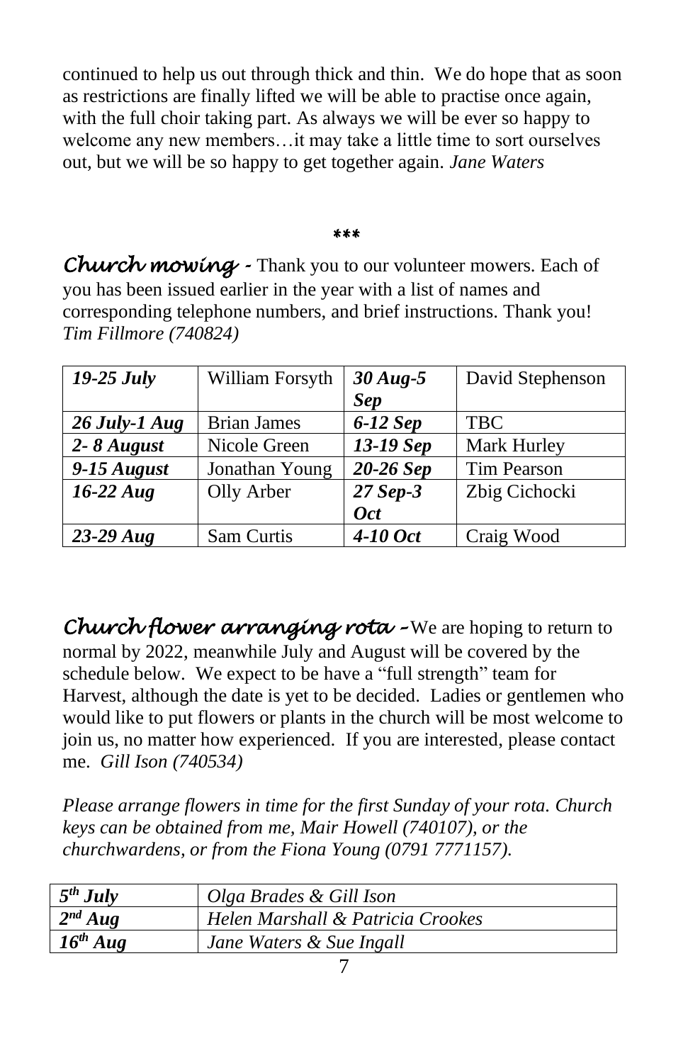continued to help us out through thick and thin. We do hope that as soon as restrictions are finally lifted we will be able to practise once again, with the full choir taking part. As always we will be ever so happy to welcome any new members…it may take a little time to sort ourselves out, but we will be so happy to get together again. *Jane Waters*

***

***Church mowing*** - Thank you to our volunteer mowers. Each of you has been issued earlier in the year with a list of names and corresponding telephone numbers, and brief instructions. Thank you! *Tim Fillmore (740824)*

| ***19-25 July*** | William Forsyth | ***30 Aug-5 Sep*** | David Stephenson |
|---|---|---|---|
| ***26 July-1 Aug*** | Brian James | ***6-12 Sep*** | TBC |
| ***2- 8 August*** | Nicole Green | ***13-19 Sep*** | Mark Hurley |
| ***9-15 August*** | Jonathan Young | ***20-26 Sep*** | Tim Pearson |
| ***16-22 Aug*** | Olly Arber | ***27 Sep-3 Oct*** | Zbig Cichocki |
| ***23-29 Aug*** | Sam Curtis | ***4-10 Oct*** | Craig Wood |

***Church flower arranging rota*** –We are hoping to return to normal by 2022, meanwhile July and August will be covered by the schedule below. We expect to be have a "full strength" team for Harvest, although the date is yet to be decided. Ladies or gentlemen who would like to put flowers or plants in the church will be most welcome to join us, no matter how experienced. If you are interested, please contact me. *Gill Ison (740534)*

*Please arrange flowers in time for the first Sunday of your rota. Church keys can be obtained from me, Mair Howell (740107), or the churchwardens, or from the Fiona Young (0791 7771157).*

| ***5th July*** | *Olga Brades & Gill Ison* |
|---|---|
| ***2nd Aug*** | *Helen Marshall & Patricia Crookes* |
| ***16th Aug*** | *Jane Waters & Sue Ingall* |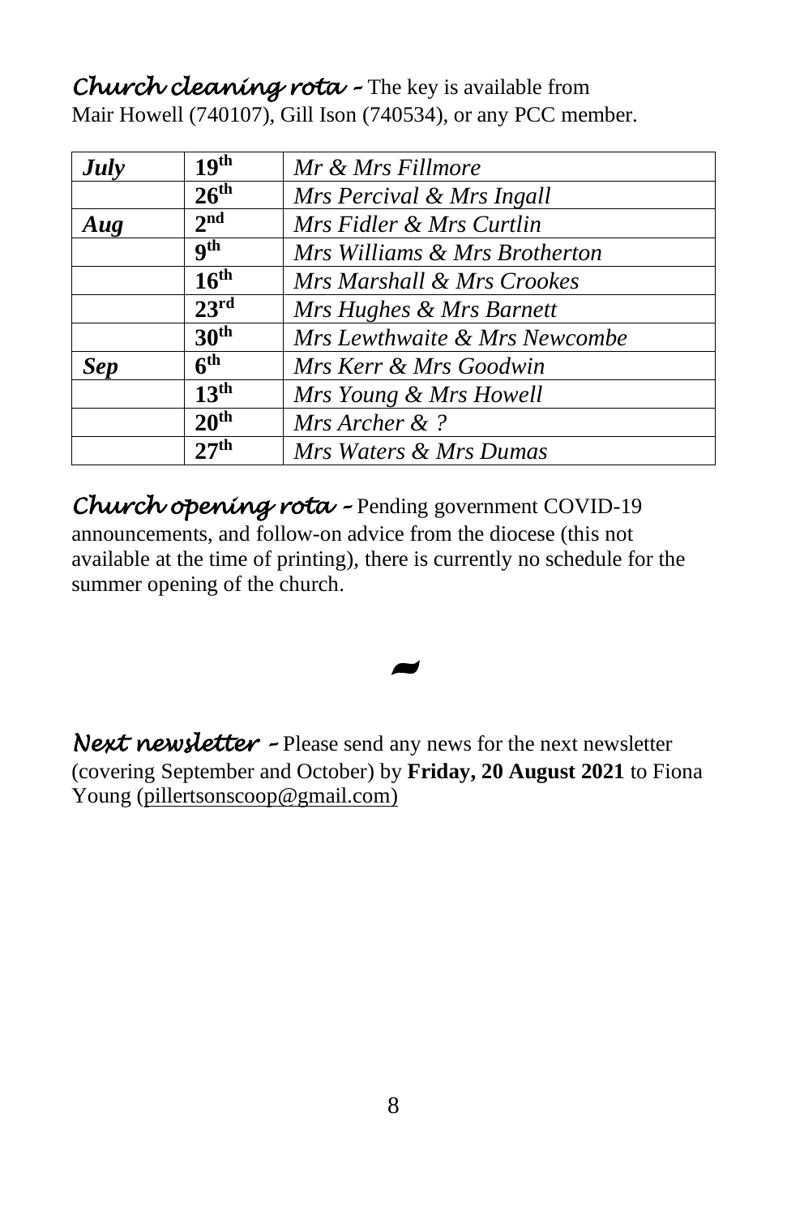***Church cleaning rota –*** The key is available from Mair Howell (740107), Gill Ison (740534), or any PCC member.

| | | |
|---|---|---|
| ***July*** | **19th** | *Mr & Mrs Fillmore* |
| | **26th** | *Mrs Percival & Mrs Ingall* |
| ***Aug*** | **2nd** | *Mrs Fidler & Mrs Curtlin* |
| | **9th** | *Mrs Williams & Mrs Brotherton* |
| | **16th** | *Mrs Marshall & Mrs Crookes* |
| | **23rd** | *Mrs Hughes & Mrs Barnett* |
| | **30th** | *Mrs Lewthwaite & Mrs Newcombe* |
| ***Sep*** | **6th** | *Mrs Kerr & Mrs Goodwin* |
| | **13th** | *Mrs Young & Mrs Howell* |
| | **20th** | *Mrs Archer & ?* |
| | **27th** | *Mrs Waters & Mrs Dumas* |

***Church opening rota –*** Pending government COVID-19 announcements, and follow-on advice from the diocese (this not available at the time of printing), there is currently no schedule for the summer opening of the church.

~

***Next newsletter –*** Please send any news for the next newsletter (covering September and October) by **Friday, 20 August 2021** to Fiona Young (pillertsonscoop@gmail.com)